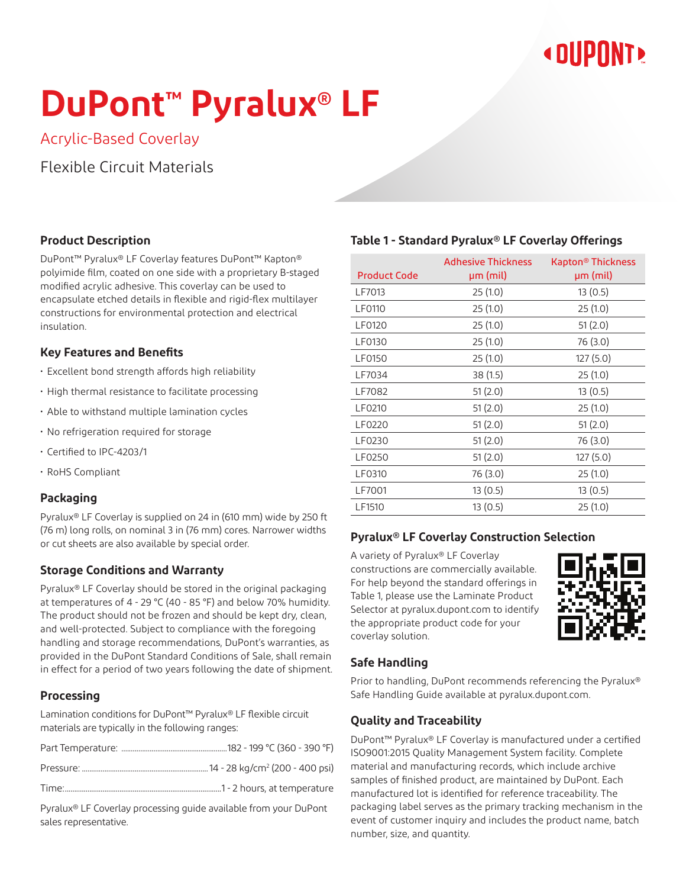# DuPont™ Pyralux® LF

## Acrylic-Based Coverlay

Flexible Circuit Materials

### Product Description

DuPont™ Pyralux® LF Coverlay features DuPont™ Kapton® polyimide film, coated on one side with a proprietary B-staged modified acrylic adhesive. This coverlay can be used to encapsulate etched details in flexible and rigid-flex multilayer constructions for environmental protection and electrical insulation.

### Key Features and Benefits

- Excellent bond strength affords high reliability
- High thermal resistance to facilitate processing
- Able to withstand multiple lamination cycles
- No refrigeration required for storage
- Certified to IPC-4203/1
- RoHS Compliant

### Packaging

Pyralux® LF Coverlay is supplied on 24 in (610 mm) wide by 250 ft (76 m) long rolls, on nominal 3 in (76 mm) cores. Narrower widths or cut sheets are also available by special order.

### Storage Conditions and Warranty

Pyralux® LF Coverlay should be stored in the original packaging at temperatures of 4 - 29 °C (40 - 85 °F) and below 70% humidity. The product should not be frozen and should be kept dry, clean, and well-protected. Subject to compliance with the foregoing handling and storage recommendations, DuPont's warranties, as provided in the DuPont Standard Conditions of Sale, shall remain in effect for a period of two years following the date of shipment.

### Processing

Lamination conditions for DuPont™ Pyralux® LF flexible circuit materials are typically in the following ranges:

Part Temperature: ........ 182 - 199 °C (360 - 390 °F)

Pressure: ........ 14 - 28 kg/cm$^2$ (200 - 400 psi)

Time: ........ 1 - 2 hours, at temperature

Pyralux® LF Coverlay processing guide available from your DuPont sales representative.

### Table 1 - Standard Pyralux® LF Coverlay Offerings

| Product Code | Adhesive Thickness µm (mil) | Kapton® Thickness µm (mil) |
|---|---|---|
| LF7013 | 25 (1.0) | 13 (0.5) |
| LF0110 | 25 (1.0) | 25 (1.0) |
| LF0120 | 25 (1.0) | 51 (2.0) |
| LF0130 | 25 (1.0) | 76 (3.0) |
| LF0150 | 25 (1.0) | 127 (5.0) |
| LF7034 | 38 (1.5) | 25 (1.0) |
| LF7082 | 51 (2.0) | 13 (0.5) |
| LF0210 | 51 (2.0) | 25 (1.0) |
| LF0220 | 51 (2.0) | 51 (2.0) |
| LF0230 | 51 (2.0) | 76 (3.0) |
| LF0250 | 51 (2.0) | 127 (5.0) |
| LF0310 | 76 (3.0) | 25 (1.0) |
| LF7001 | 13 (0.5) | 13 (0.5) |
| LF1510 | 13 (0.5) | 25 (1.0) |

### Pyralux® LF Coverlay Construction Selection

A variety of Pyralux® LF Coverlay constructions are commercially available. For help beyond the standard offerings in Table 1, please use the Laminate Product Selector at pyralux.dupont.com to identify the appropriate product code for your coverlay solution.

### Safe Handling

Prior to handling, DuPont recommends referencing the Pyralux® Safe Handling Guide available at pyralux.dupont.com.

### Quality and Traceability

DuPont™ Pyralux® LF Coverlay is manufactured under a certified ISO9001:2015 Quality Management System facility. Complete material and manufacturing records, which include archive samples of finished product, are maintained by DuPont. Each manufactured lot is identified for reference traceability. The packaging label serves as the primary tracking mechanism in the event of customer inquiry and includes the product name, batch number, size, and quantity.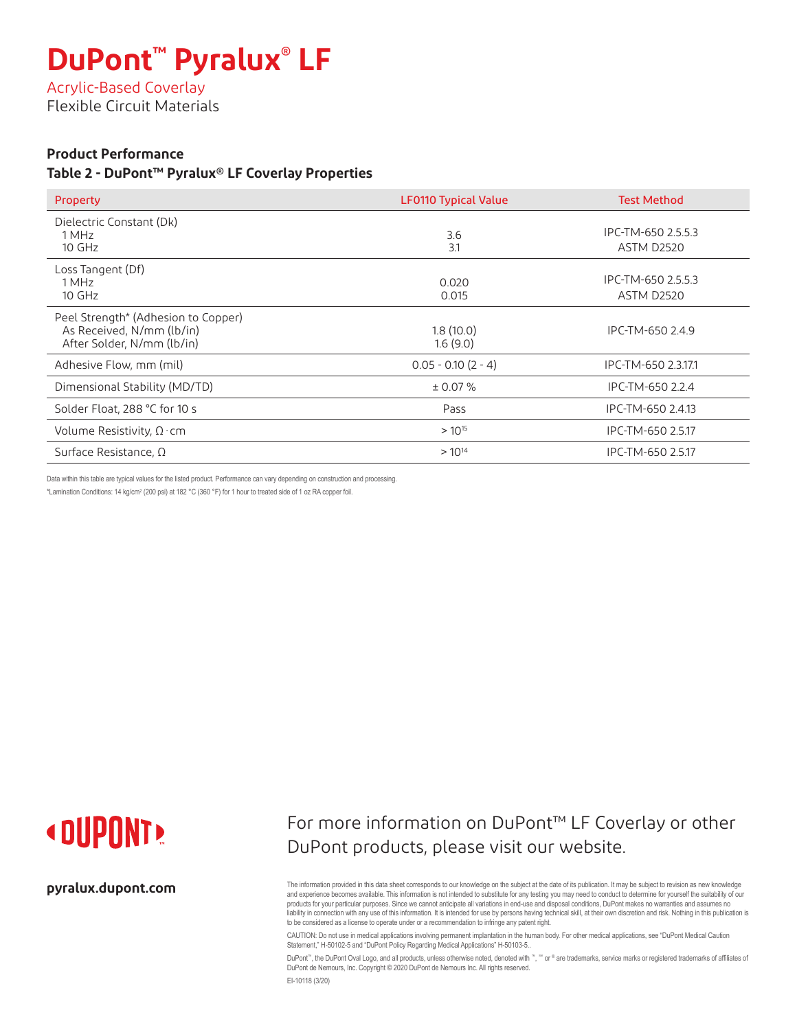# DuPont™ Pyralux® LF

Acrylic-Based Coverlay

Flexible Circuit Materials

### Product Performance

### Table 2 - DuPont™ Pyralux® LF Coverlay Properties

| Property | LF0110 Typical Value | Test Method |
|---|---|---|
| Dielectric Constant (Dk)<br>1 MHz<br>10 GHz | <br>3.6<br>3.1 | IPC-TM-650 2.5.5.3<br>ASTM D2520 |
| Loss Tangent (Df)<br>1 MHz<br>10 GHz | <br>0.020<br>0.015 | IPC-TM-650 2.5.5.3<br>ASTM D2520 |
| Peel Strength* (Adhesion to Copper)<br>As Received, N/mm (lb/in)<br>After Solder, N/mm (lb/in) | <br>1.8 (10.0)<br>1.6 (9.0) | IPC-TM-650 2.4.9 |
| Adhesive Flow, mm (mil) | 0.05 - 0.10 (2 - 4) | IPC-TM-650 2.3.17.1 |
| Dimensional Stability (MD/TD) | ± 0.07 % | IPC-TM-650 2.2.4 |
| Solder Float, 288 °C for 10 s | Pass | IPC-TM-650 2.4.13 |
| Volume Resistivity, Ω·cm | > $10^{15}$ | IPC-TM-650 2.5.17 |
| Surface Resistance, Ω | > $10^{14}$ | IPC-TM-650 2.5.17 |

Data within this table are typical values for the listed product. Performance can vary depending on construction and processing.

*Lamination Conditions: 14 kg/cm² (200 psi) at 182 °C (360 °F) for 1 hour to treated side of 1 oz RA copper foil.

DUPONT

pyralux.dupont.com

For more information on DuPont™ LF Coverlay or other DuPont products, please visit our website.

The information provided in this data sheet corresponds to our knowledge on the subject at the date of its publication. It may be subject to revision as new knowledge and experience becomes available. This information is not intended to substitute for any testing you may need to conduct to determine for yourself the suitability of our products for your particular purposes. Since we cannot anticipate all variations in end-use and disposal conditions, DuPont makes no warranties and assumes no liability in connection with any use of this information. It is intended for use by persons having technical skill, at their own discretion and risk. Nothing in this publication is to be considered as a license to operate under or a recommendation to infringe any patent right.

CAUTION: Do not use in medical applications involving permanent implantation in the human body. For other medical applications, see "DuPont Medical Caution Statement," H-50102-5 and "DuPont Policy Regarding Medical Applications" H-50103-5..

DuPont™, the DuPont Oval Logo, and all products, unless otherwise noted, denoted with ™, ℠ or ® are trademarks, service marks or registered trademarks of affiliates of DuPont de Nemours, Inc. Copyright © 2020 DuPont de Nemours Inc. All rights reserved.

EI-10118 (3/20)